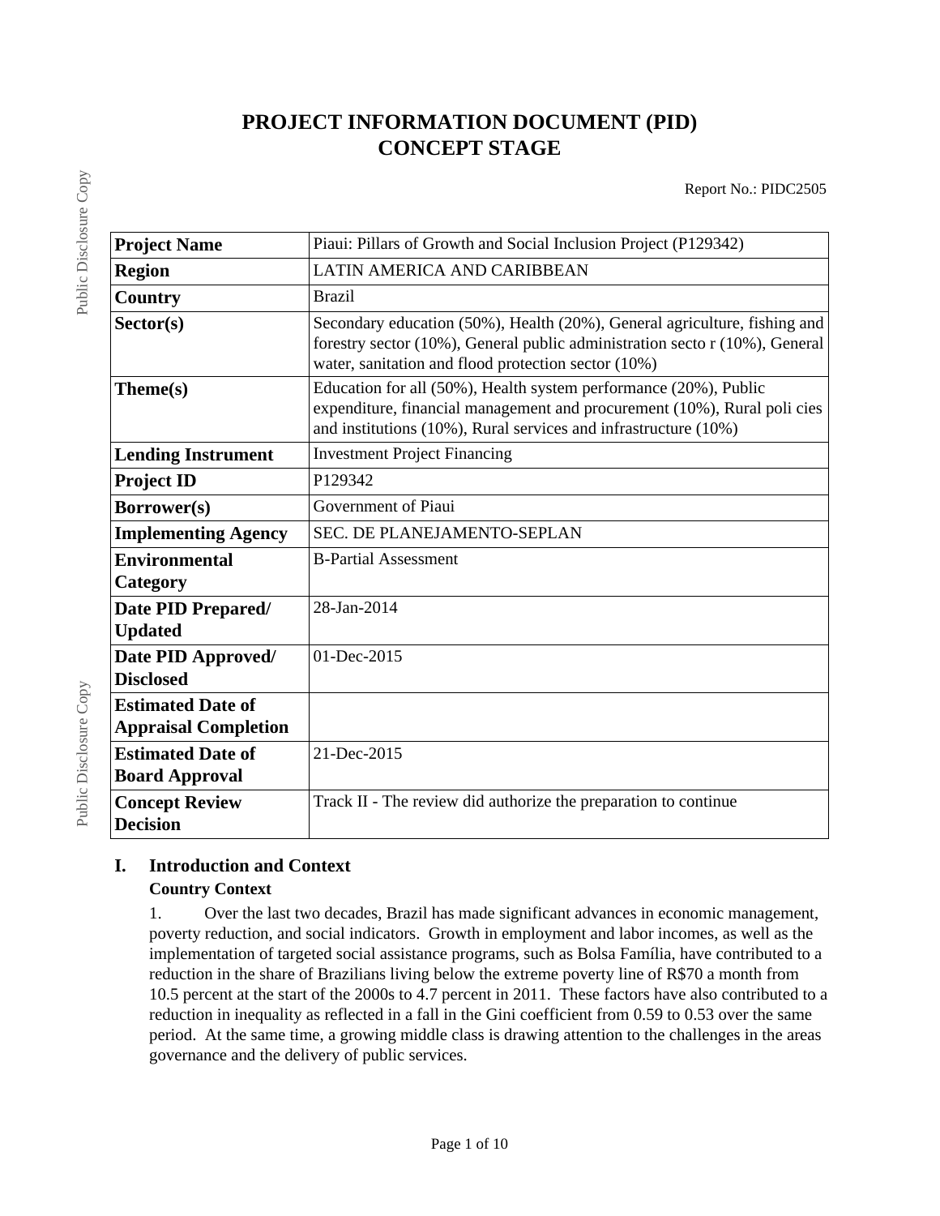# PROJECT INFORMATION DOCUMENT (PID)
# CONCEPT STAGE

Report No.: PIDC2505

| | |
|---|---|
| **Project Name** | Piaui: Pillars of Growth and Social Inclusion Project (P129342) |
| **Region** | LATIN AMERICA AND CARIBBEAN |
| **Country** | Brazil |
| **Sector(s)** | Secondary education (50%), Health (20%), General agriculture, fishing and forestry sector (10%), General public administration secto r (10%), General water, sanitation and flood protection sector (10%) |
| **Theme(s)** | Education for all (50%), Health system performance (20%), Public expenditure, financial management and procurement (10%), Rural poli cies and institutions (10%), Rural services and infrastructure (10%) |
| **Lending Instrument** | Investment Project Financing |
| **Project ID** | P129342 |
| **Borrower(s)** | Government of Piaui |
| **Implementing Agency** | SEC. DE PLANEJAMENTO-SEPLAN |
| **Environmental Category** | B-Partial Assessment |
| **Date PID Prepared/ Updated** | 28-Jan-2014 |
| **Date PID Approved/ Disclosed** | 01-Dec-2015 |
| **Estimated Date of Appraisal Completion** | |
| **Estimated Date of Board Approval** | 21-Dec-2015 |
| **Concept Review Decision** | Track II - The review did authorize the preparation to continue |

## I. Introduction and Context

### Country Context

1. Over the last two decades, Brazil has made significant advances in economic management, poverty reduction, and social indicators. Growth in employment and labor incomes, as well as the implementation of targeted social assistance programs, such as Bolsa Família, have contributed to a reduction in the share of Brazilians living below the extreme poverty line of R$70 a month from 10.5 percent at the start of the 2000s to 4.7 percent in 2011. These factors have also contributed to a reduction in inequality as reflected in a fall in the Gini coefficient from 0.59 to 0.53 over the same period. At the same time, a growing middle class is drawing attention to the challenges in the areas governance and the delivery of public services.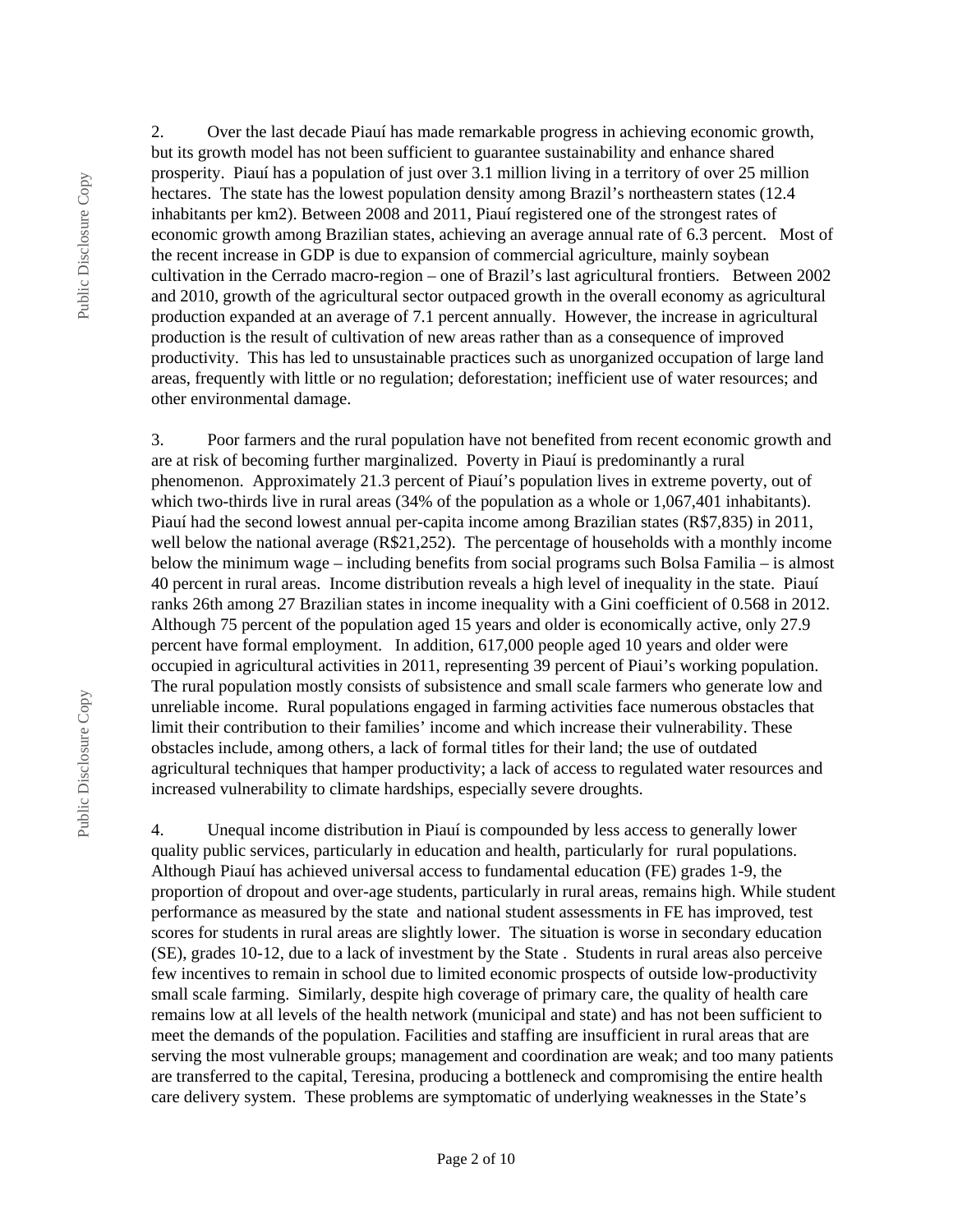2. Over the last decade Piauí has made remarkable progress in achieving economic growth, but its growth model has not been sufficient to guarantee sustainability and enhance shared prosperity. Piauí has a population of just over 3.1 million living in a territory of over 25 million hectares. The state has the lowest population density among Brazil's northeastern states (12.4 inhabitants per km2). Between 2008 and 2011, Piauí registered one of the strongest rates of economic growth among Brazilian states, achieving an average annual rate of 6.3 percent. Most of the recent increase in GDP is due to expansion of commercial agriculture, mainly soybean cultivation in the Cerrado macro-region – one of Brazil's last agricultural frontiers. Between 2002 and 2010, growth of the agricultural sector outpaced growth in the overall economy as agricultural production expanded at an average of 7.1 percent annually. However, the increase in agricultural production is the result of cultivation of new areas rather than as a consequence of improved productivity. This has led to unsustainable practices such as unorganized occupation of large land areas, frequently with little or no regulation; deforestation; inefficient use of water resources; and other environmental damage.

3. Poor farmers and the rural population have not benefited from recent economic growth and are at risk of becoming further marginalized. Poverty in Piauí is predominantly a rural phenomenon. Approximately 21.3 percent of Piauí's population lives in extreme poverty, out of which two-thirds live in rural areas (34% of the population as a whole or 1,067,401 inhabitants). Piauí had the second lowest annual per-capita income among Brazilian states (R$7,835) in 2011, well below the national average (R$21,252). The percentage of households with a monthly income below the minimum wage – including benefits from social programs such Bolsa Familia – is almost 40 percent in rural areas. Income distribution reveals a high level of inequality in the state. Piauí ranks 26th among 27 Brazilian states in income inequality with a Gini coefficient of 0.568 in 2012. Although 75 percent of the population aged 15 years and older is economically active, only 27.9 percent have formal employment. In addition, 617,000 people aged 10 years and older were occupied in agricultural activities in 2011, representing 39 percent of Piaui's working population. The rural population mostly consists of subsistence and small scale farmers who generate low and unreliable income. Rural populations engaged in farming activities face numerous obstacles that limit their contribution to their families' income and which increase their vulnerability. These obstacles include, among others, a lack of formal titles for their land; the use of outdated agricultural techniques that hamper productivity; a lack of access to regulated water resources and increased vulnerability to climate hardships, especially severe droughts.

4. Unequal income distribution in Piauí is compounded by less access to generally lower quality public services, particularly in education and health, particularly for rural populations. Although Piauí has achieved universal access to fundamental education (FE) grades 1-9, the proportion of dropout and over-age students, particularly in rural areas, remains high. While student performance as measured by the state and national student assessments in FE has improved, test scores for students in rural areas are slightly lower. The situation is worse in secondary education (SE), grades 10-12, due to a lack of investment by the State . Students in rural areas also perceive few incentives to remain in school due to limited economic prospects of outside low-productivity small scale farming. Similarly, despite high coverage of primary care, the quality of health care remains low at all levels of the health network (municipal and state) and has not been sufficient to meet the demands of the population. Facilities and staffing are insufficient in rural areas that are serving the most vulnerable groups; management and coordination are weak; and too many patients are transferred to the capital, Teresina, producing a bottleneck and compromising the entire health care delivery system. These problems are symptomatic of underlying weaknesses in the State's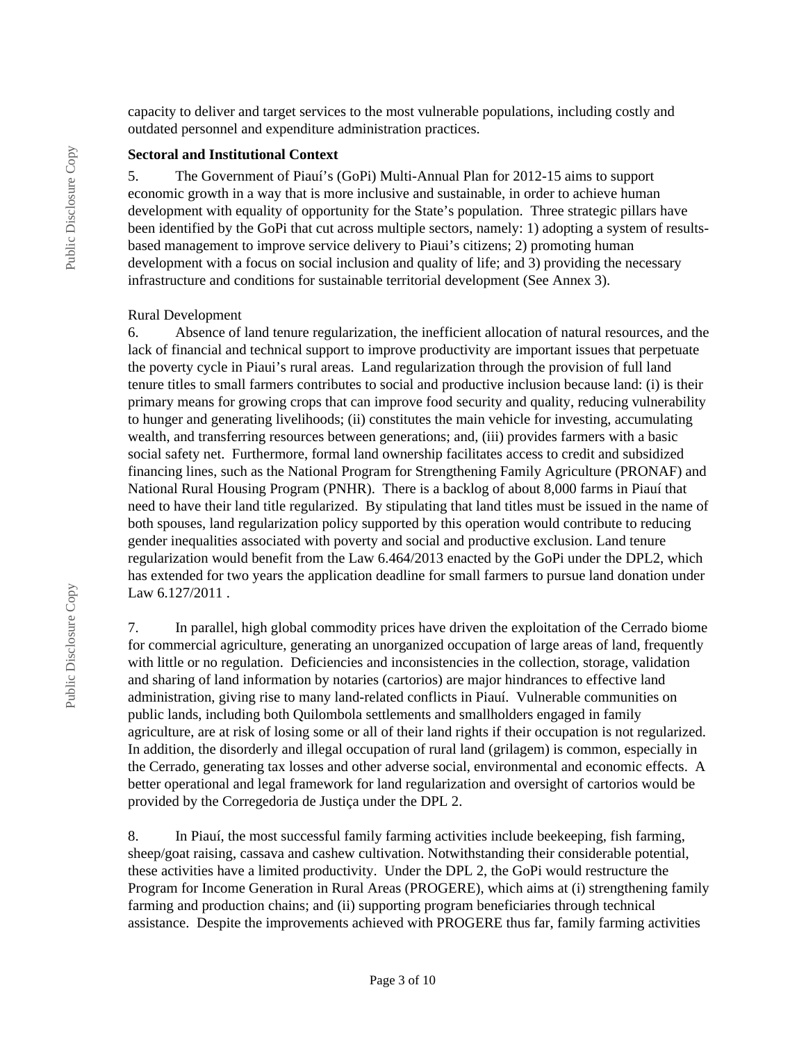capacity to deliver and target services to the most vulnerable populations, including costly and outdated personnel and expenditure administration practices.

**Sectoral and Institutional Context**

5. The Government of Piauí's (GoPi) Multi-Annual Plan for 2012-15 aims to support economic growth in a way that is more inclusive and sustainable, in order to achieve human development with equality of opportunity for the State's population. Three strategic pillars have been identified by the GoPi that cut across multiple sectors, namely: 1) adopting a system of results-based management to improve service delivery to Piaui's citizens; 2) promoting human development with a focus on social inclusion and quality of life; and 3) providing the necessary infrastructure and conditions for sustainable territorial development (See Annex 3).

Rural Development

6. Absence of land tenure regularization, the inefficient allocation of natural resources, and the lack of financial and technical support to improve productivity are important issues that perpetuate the poverty cycle in Piaui's rural areas. Land regularization through the provision of full land tenure titles to small farmers contributes to social and productive inclusion because land: (i) is their primary means for growing crops that can improve food security and quality, reducing vulnerability to hunger and generating livelihoods; (ii) constitutes the main vehicle for investing, accumulating wealth, and transferring resources between generations; and, (iii) provides farmers with a basic social safety net. Furthermore, formal land ownership facilitates access to credit and subsidized financing lines, such as the National Program for Strengthening Family Agriculture (PRONAF) and National Rural Housing Program (PNHR). There is a backlog of about 8,000 farms in Piauí that need to have their land title regularized. By stipulating that land titles must be issued in the name of both spouses, land regularization policy supported by this operation would contribute to reducing gender inequalities associated with poverty and social and productive exclusion. Land tenure regularization would benefit from the Law 6.464/2013 enacted by the GoPi under the DPL2, which has extended for two years the application deadline for small farmers to pursue land donation under Law 6.127/2011 .

7. In parallel, high global commodity prices have driven the exploitation of the Cerrado biome for commercial agriculture, generating an unorganized occupation of large areas of land, frequently with little or no regulation. Deficiencies and inconsistencies in the collection, storage, validation and sharing of land information by notaries (cartorios) are major hindrances to effective land administration, giving rise to many land-related conflicts in Piauí. Vulnerable communities on public lands, including both Quilombola settlements and smallholders engaged in family agriculture, are at risk of losing some or all of their land rights if their occupation is not regularized. In addition, the disorderly and illegal occupation of rural land (grilagem) is common, especially in the Cerrado, generating tax losses and other adverse social, environmental and economic effects. A better operational and legal framework for land regularization and oversight of cartorios would be provided by the Corregedoria de Justiça under the DPL 2.

8. In Piauí, the most successful family farming activities include beekeeping, fish farming, sheep/goat raising, cassava and cashew cultivation. Notwithstanding their considerable potential, these activities have a limited productivity. Under the DPL 2, the GoPi would restructure the Program for Income Generation in Rural Areas (PROGERE), which aims at (i) strengthening family farming and production chains; and (ii) supporting program beneficiaries through technical assistance. Despite the improvements achieved with PROGERE thus far, family farming activities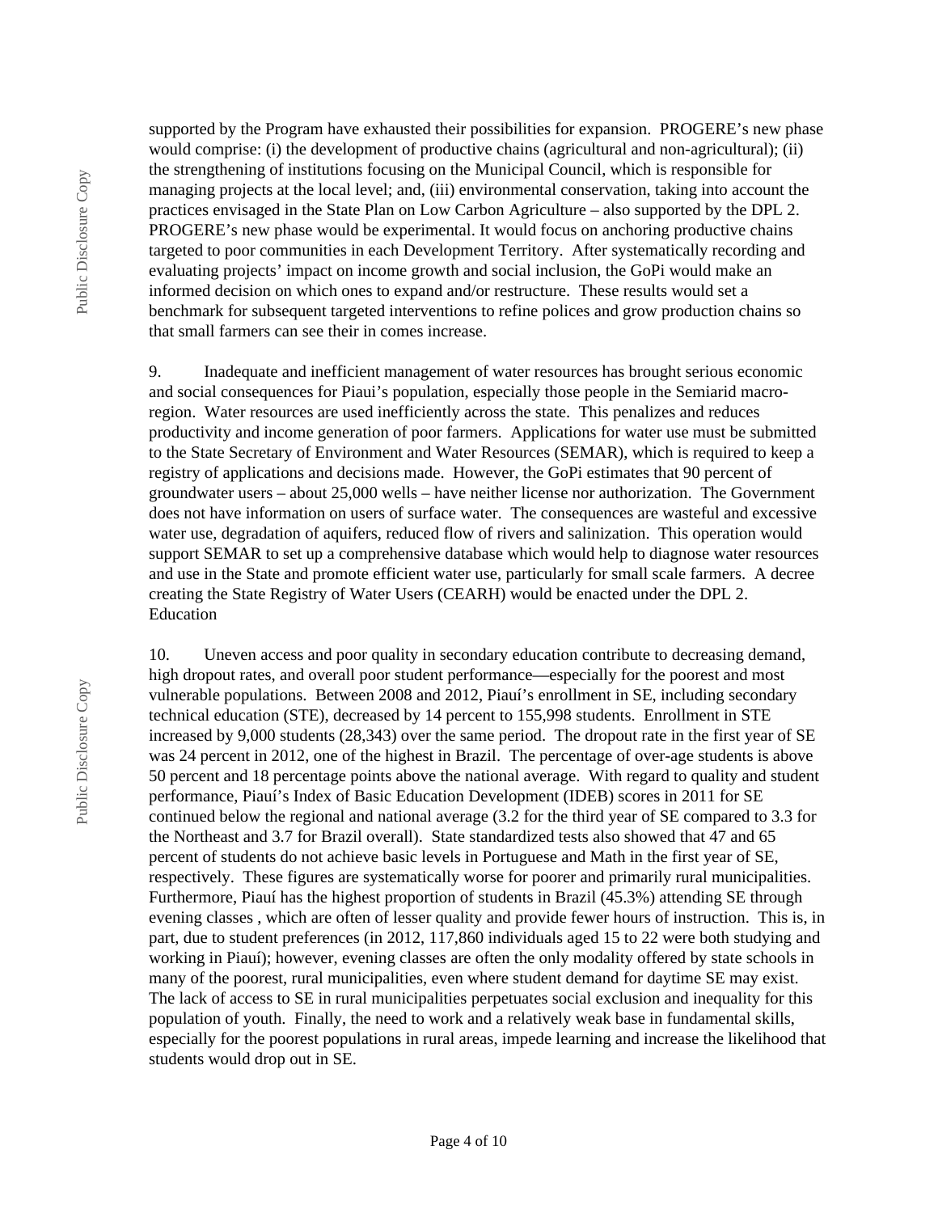supported by the Program have exhausted their possibilities for expansion. PROGERE's new phase would comprise: (i) the development of productive chains (agricultural and non-agricultural); (ii) the strengthening of institutions focusing on the Municipal Council, which is responsible for managing projects at the local level; and, (iii) environmental conservation, taking into account the practices envisaged in the State Plan on Low Carbon Agriculture – also supported by the DPL 2. PROGERE's new phase would be experimental. It would focus on anchoring productive chains targeted to poor communities in each Development Territory. After systematically recording and evaluating projects' impact on income growth and social inclusion, the GoPi would make an informed decision on which ones to expand and/or restructure. These results would set a benchmark for subsequent targeted interventions to refine polices and grow production chains so that small farmers can see their in comes increase.

9. Inadequate and inefficient management of water resources has brought serious economic and social consequences for Piaui's population, especially those people in the Semiarid macro-region. Water resources are used inefficiently across the state. This penalizes and reduces productivity and income generation of poor farmers. Applications for water use must be submitted to the State Secretary of Environment and Water Resources (SEMAR), which is required to keep a registry of applications and decisions made. However, the GoPi estimates that 90 percent of groundwater users – about 25,000 wells – have neither license nor authorization. The Government does not have information on users of surface water. The consequences are wasteful and excessive water use, degradation of aquifers, reduced flow of rivers and salinization. This operation would support SEMAR to set up a comprehensive database which would help to diagnose water resources and use in the State and promote efficient water use, particularly for small scale farmers. A decree creating the State Registry of Water Users (CEARH) would be enacted under the DPL 2.

Education

10. Uneven access and poor quality in secondary education contribute to decreasing demand, high dropout rates, and overall poor student performance—especially for the poorest and most vulnerable populations. Between 2008 and 2012, Piauí's enrollment in SE, including secondary technical education (STE), decreased by 14 percent to 155,998 students. Enrollment in STE increased by 9,000 students (28,343) over the same period. The dropout rate in the first year of SE was 24 percent in 2012, one of the highest in Brazil. The percentage of over-age students is above 50 percent and 18 percentage points above the national average. With regard to quality and student performance, Piauí's Index of Basic Education Development (IDEB) scores in 2011 for SE continued below the regional and national average (3.2 for the third year of SE compared to 3.3 for the Northeast and 3.7 for Brazil overall). State standardized tests also showed that 47 and 65 percent of students do not achieve basic levels in Portuguese and Math in the first year of SE, respectively. These figures are systematically worse for poorer and primarily rural municipalities. Furthermore, Piauí has the highest proportion of students in Brazil (45.3%) attending SE through evening classes , which are often of lesser quality and provide fewer hours of instruction. This is, in part, due to student preferences (in 2012, 117,860 individuals aged 15 to 22 were both studying and working in Piauí); however, evening classes are often the only modality offered by state schools in many of the poorest, rural municipalities, even where student demand for daytime SE may exist. The lack of access to SE in rural municipalities perpetuates social exclusion and inequality for this population of youth. Finally, the need to work and a relatively weak base in fundamental skills, especially for the poorest populations in rural areas, impede learning and increase the likelihood that students would drop out in SE.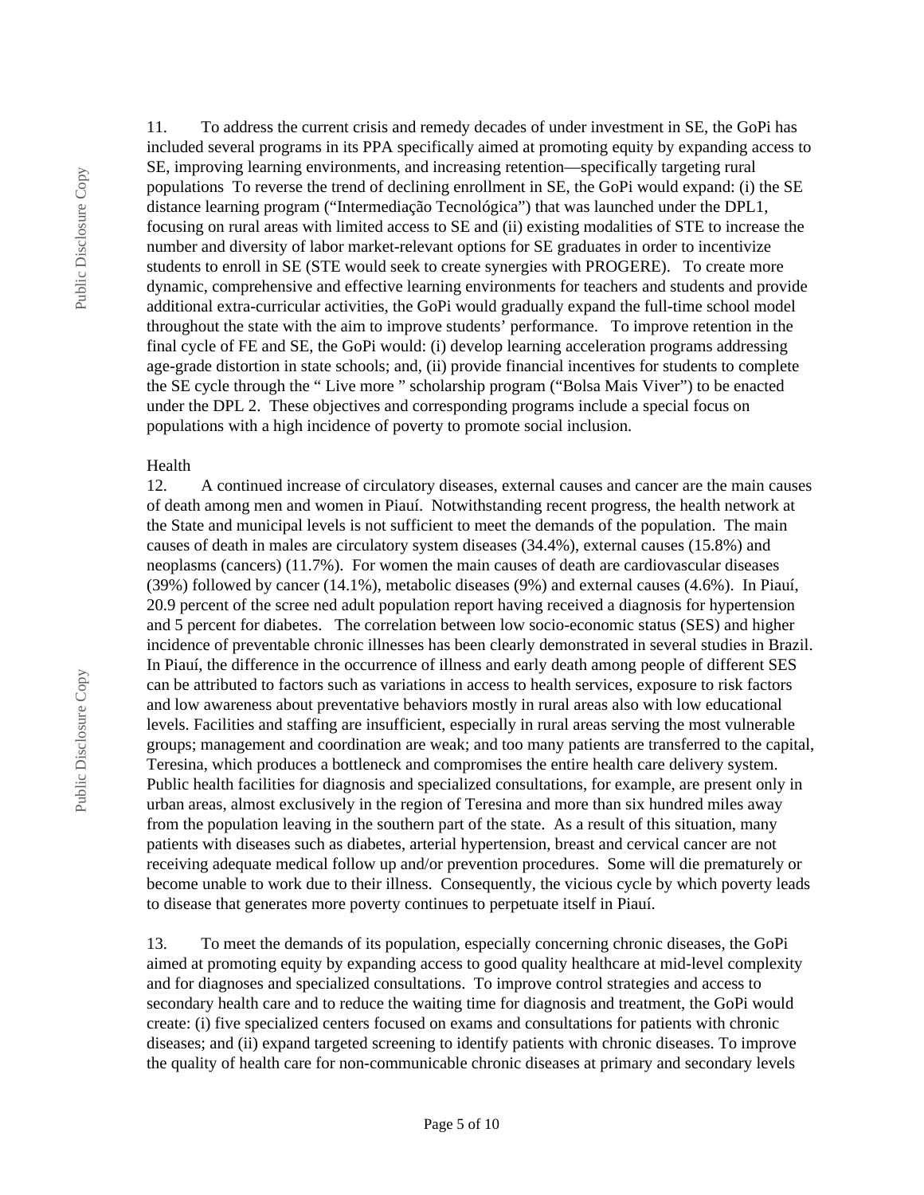11. To address the current crisis and remedy decades of under investment in SE, the GoPi has included several programs in its PPA specifically aimed at promoting equity by expanding access to SE, improving learning environments, and increasing retention—specifically targeting rural populations To reverse the trend of declining enrollment in SE, the GoPi would expand: (i) the SE distance learning program ("Intermediação Tecnológica") that was launched under the DPL1, focusing on rural areas with limited access to SE and (ii) existing modalities of STE to increase the number and diversity of labor market-relevant options for SE graduates in order to incentivize students to enroll in SE (STE would seek to create synergies with PROGERE). To create more dynamic, comprehensive and effective learning environments for teachers and students and provide additional extra-curricular activities, the GoPi would gradually expand the full-time school model throughout the state with the aim to improve students' performance. To improve retention in the final cycle of FE and SE, the GoPi would: (i) develop learning acceleration programs addressing age-grade distortion in state schools; and, (ii) provide financial incentives for students to complete the SE cycle through the " Live more " scholarship program ("Bolsa Mais Viver") to be enacted under the DPL 2. These objectives and corresponding programs include a special focus on populations with a high incidence of poverty to promote social inclusion.

Health

12. A continued increase of circulatory diseases, external causes and cancer are the main causes of death among men and women in Piauí. Notwithstanding recent progress, the health network at the State and municipal levels is not sufficient to meet the demands of the population. The main causes of death in males are circulatory system diseases (34.4%), external causes (15.8%) and neoplasms (cancers) (11.7%). For women the main causes of death are cardiovascular diseases (39%) followed by cancer (14.1%), metabolic diseases (9%) and external causes (4.6%). In Piauí, 20.9 percent of the scree ned adult population report having received a diagnosis for hypertension and 5 percent for diabetes. The correlation between low socio-economic status (SES) and higher incidence of preventable chronic illnesses has been clearly demonstrated in several studies in Brazil. In Piauí, the difference in the occurrence of illness and early death among people of different SES can be attributed to factors such as variations in access to health services, exposure to risk factors and low awareness about preventative behaviors mostly in rural areas also with low educational levels. Facilities and staffing are insufficient, especially in rural areas serving the most vulnerable groups; management and coordination are weak; and too many patients are transferred to the capital, Teresina, which produces a bottleneck and compromises the entire health care delivery system. Public health facilities for diagnosis and specialized consultations, for example, are present only in urban areas, almost exclusively in the region of Teresina and more than six hundred miles away from the population leaving in the southern part of the state. As a result of this situation, many patients with diseases such as diabetes, arterial hypertension, breast and cervical cancer are not receiving adequate medical follow up and/or prevention procedures. Some will die prematurely or become unable to work due to their illness. Consequently, the vicious cycle by which poverty leads to disease that generates more poverty continues to perpetuate itself in Piauí.

13. To meet the demands of its population, especially concerning chronic diseases, the GoPi aimed at promoting equity by expanding access to good quality healthcare at mid-level complexity and for diagnoses and specialized consultations. To improve control strategies and access to secondary health care and to reduce the waiting time for diagnosis and treatment, the GoPi would create: (i) five specialized centers focused on exams and consultations for patients with chronic diseases; and (ii) expand targeted screening to identify patients with chronic diseases. To improve the quality of health care for non-communicable chronic diseases at primary and secondary levels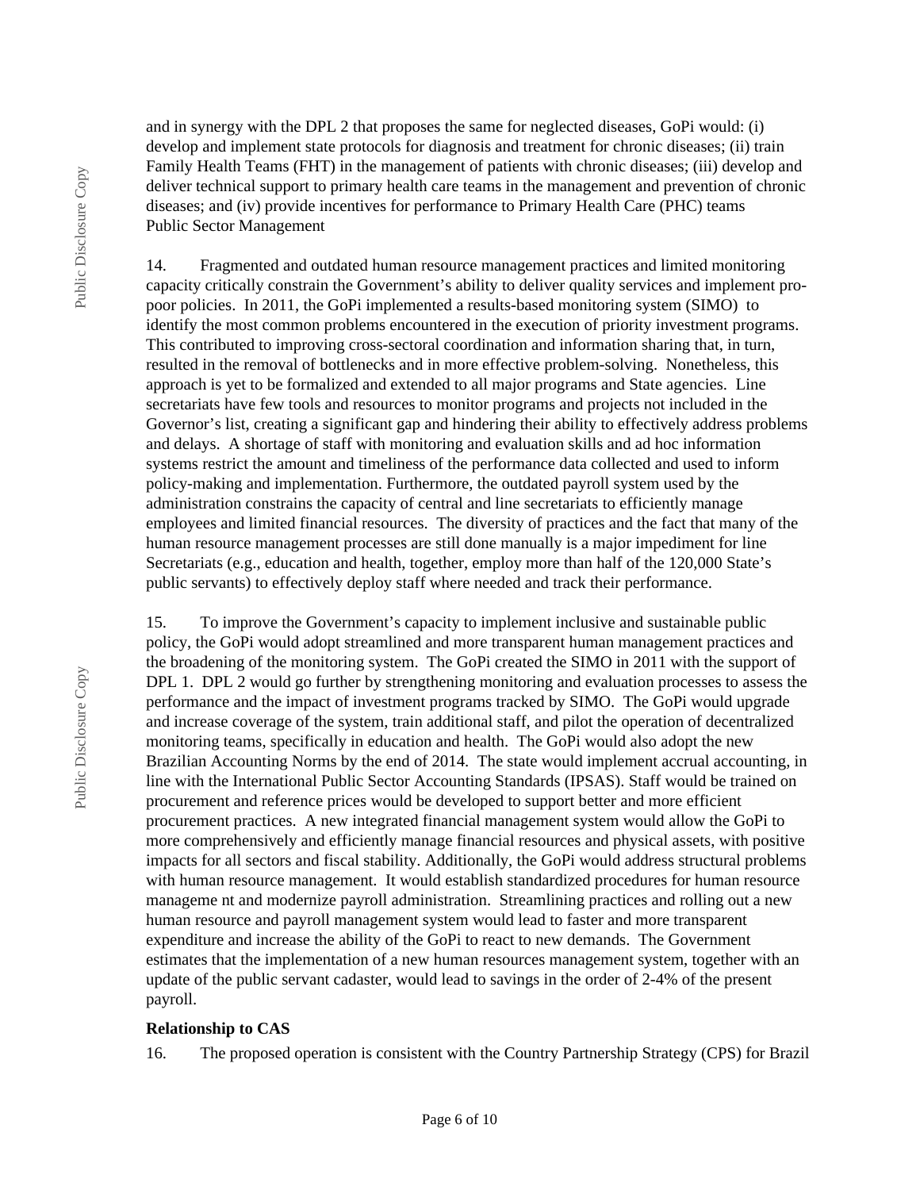and in synergy with the DPL 2 that proposes the same for neglected diseases, GoPi would: (i) develop and implement state protocols for diagnosis and treatment for chronic diseases; (ii) train Family Health Teams (FHT) in the management of patients with chronic diseases; (iii) develop and deliver technical support to primary health care teams in the management and prevention of chronic diseases; and (iv) provide incentives for performance to Primary Health Care (PHC) teams

Public Sector Management

14. Fragmented and outdated human resource management practices and limited monitoring capacity critically constrain the Government's ability to deliver quality services and implement pro-poor policies. In 2011, the GoPi implemented a results-based monitoring system (SIMO) to identify the most common problems encountered in the execution of priority investment programs. This contributed to improving cross-sectoral coordination and information sharing that, in turn, resulted in the removal of bottlenecks and in more effective problem-solving. Nonetheless, this approach is yet to be formalized and extended to all major programs and State agencies. Line secretariats have few tools and resources to monitor programs and projects not included in the Governor's list, creating a significant gap and hindering their ability to effectively address problems and delays. A shortage of staff with monitoring and evaluation skills and ad hoc information systems restrict the amount and timeliness of the performance data collected and used to inform policy-making and implementation. Furthermore, the outdated payroll system used by the administration constrains the capacity of central and line secretariats to efficiently manage employees and limited financial resources. The diversity of practices and the fact that many of the human resource management processes are still done manually is a major impediment for line Secretariats (e.g., education and health, together, employ more than half of the 120,000 State's public servants) to effectively deploy staff where needed and track their performance.

15. To improve the Government's capacity to implement inclusive and sustainable public policy, the GoPi would adopt streamlined and more transparent human management practices and the broadening of the monitoring system. The GoPi created the SIMO in 2011 with the support of DPL 1. DPL 2 would go further by strengthening monitoring and evaluation processes to assess the performance and the impact of investment programs tracked by SIMO. The GoPi would upgrade and increase coverage of the system, train additional staff, and pilot the operation of decentralized monitoring teams, specifically in education and health. The GoPi would also adopt the new Brazilian Accounting Norms by the end of 2014. The state would implement accrual accounting, in line with the International Public Sector Accounting Standards (IPSAS). Staff would be trained on procurement and reference prices would be developed to support better and more efficient procurement practices. A new integrated financial management system would allow the GoPi to more comprehensively and efficiently manage financial resources and physical assets, with positive impacts for all sectors and fiscal stability. Additionally, the GoPi would address structural problems with human resource management. It would establish standardized procedures for human resource manageme nt and modernize payroll administration. Streamlining practices and rolling out a new human resource and payroll management system would lead to faster and more transparent expenditure and increase the ability of the GoPi to react to new demands. The Government estimates that the implementation of a new human resources management system, together with an update of the public servant cadaster, would lead to savings in the order of 2-4% of the present payroll.

**Relationship to CAS**

16. The proposed operation is consistent with the Country Partnership Strategy (CPS) for Brazil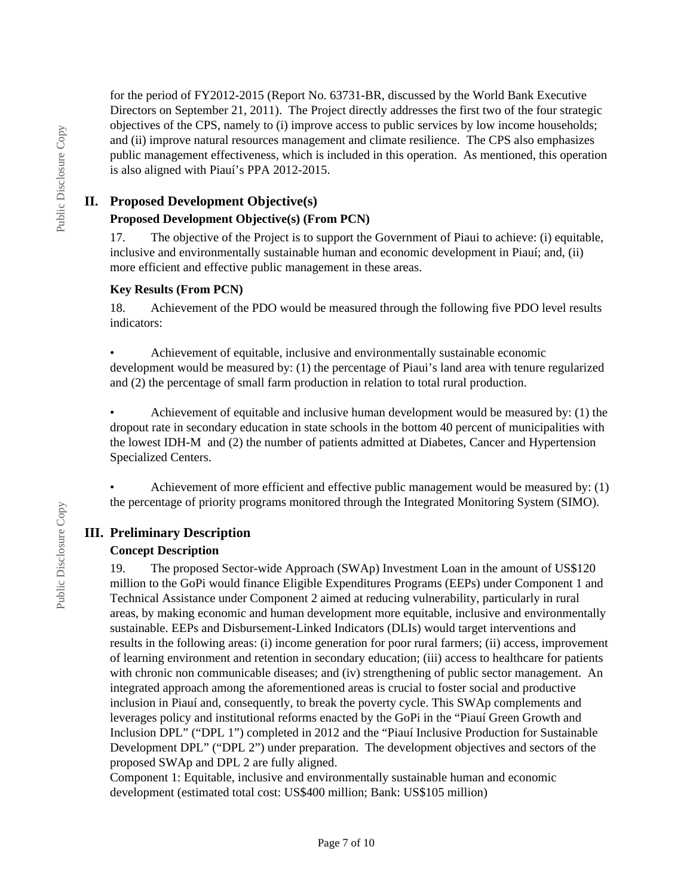for the period of FY2012-2015 (Report No. 63731-BR, discussed by the World Bank Executive Directors on September 21, 2011). The Project directly addresses the first two of the four strategic objectives of the CPS, namely to (i) improve access to public services by low income households; and (ii) improve natural resources management and climate resilience. The CPS also emphasizes public management effectiveness, which is included in this operation. As mentioned, this operation is also aligned with Piauí's PPA 2012-2015.

## II. Proposed Development Objective(s)

### Proposed Development Objective(s) (From PCN)

17. The objective of the Project is to support the Government of Piaui to achieve: (i) equitable, inclusive and environmentally sustainable human and economic development in Piauí; and, (ii) more efficient and effective public management in these areas.

### Key Results (From PCN)

18. Achievement of the PDO would be measured through the following five PDO level results indicators:

- Achievement of equitable, inclusive and environmentally sustainable economic development would be measured by: (1) the percentage of Piaui's land area with tenure regularized and (2) the percentage of small farm production in relation to total rural production.

- Achievement of equitable and inclusive human development would be measured by: (1) the dropout rate in secondary education in state schools in the bottom 40 percent of municipalities with the lowest IDH-M and (2) the number of patients admitted at Diabetes, Cancer and Hypertension Specialized Centers.

- Achievement of more efficient and effective public management would be measured by: (1) the percentage of priority programs monitored through the Integrated Monitoring System (SIMO).

## III. Preliminary Description

### Concept Description

19. The proposed Sector-wide Approach (SWAp) Investment Loan in the amount of US$120 million to the GoPi would finance Eligible Expenditures Programs (EEPs) under Component 1 and Technical Assistance under Component 2 aimed at reducing vulnerability, particularly in rural areas, by making economic and human development more equitable, inclusive and environmentally sustainable. EEPs and Disbursement-Linked Indicators (DLIs) would target interventions and results in the following areas: (i) income generation for poor rural farmers; (ii) access, improvement of learning environment and retention in secondary education; (iii) access to healthcare for patients with chronic non communicable diseases; and (iv) strengthening of public sector management. An integrated approach among the aforementioned areas is crucial to foster social and productive inclusion in Piauí and, consequently, to break the poverty cycle. This SWAp complements and leverages policy and institutional reforms enacted by the GoPi in the "Piauí Green Growth and Inclusion DPL" ("DPL 1") completed in 2012 and the "Piauí Inclusive Production for Sustainable Development DPL" ("DPL 2") under preparation. The development objectives and sectors of the proposed SWAp and DPL 2 are fully aligned.

Component 1: Equitable, inclusive and environmentally sustainable human and economic development (estimated total cost: US$400 million; Bank: US$105 million)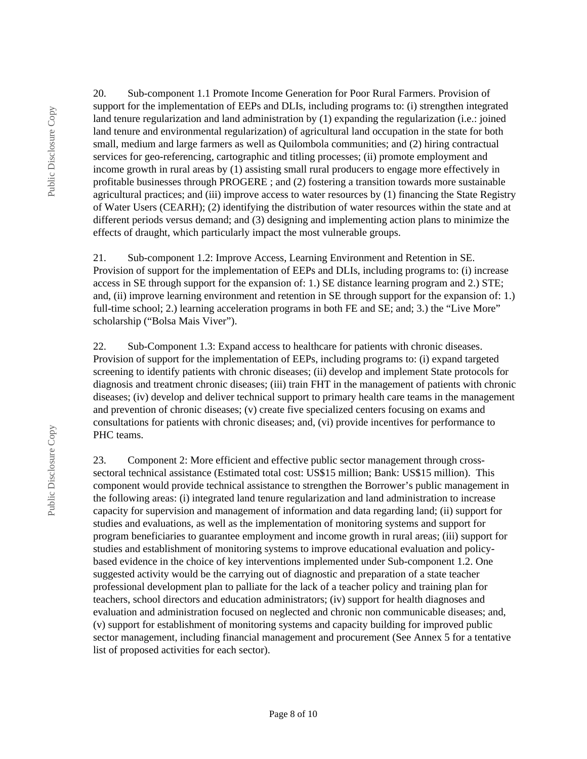20. Sub-component 1.1 Promote Income Generation for Poor Rural Farmers. Provision of support for the implementation of EEPs and DLIs, including programs to: (i) strengthen integrated land tenure regularization and land administration by (1) expanding the regularization (i.e.: joined land tenure and environmental regularization) of agricultural land occupation in the state for both small, medium and large farmers as well as Quilombola communities; and (2) hiring contractual services for geo-referencing, cartographic and titling processes; (ii) promote employment and income growth in rural areas by (1) assisting small rural producers to engage more effectively in profitable businesses through PROGERE ; and (2) fostering a transition towards more sustainable agricultural practices; and (iii) improve access to water resources by (1) financing the State Registry of Water Users (CEARH); (2) identifying the distribution of water resources within the state and at different periods versus demand; and (3) designing and implementing action plans to minimize the effects of draught, which particularly impact the most vulnerable groups.

21. Sub-component 1.2: Improve Access, Learning Environment and Retention in SE. Provision of support for the implementation of EEPs and DLIs, including programs to: (i) increase access in SE through support for the expansion of: 1.) SE distance learning program and 2.) STE; and, (ii) improve learning environment and retention in SE through support for the expansion of: 1.) full-time school; 2.) learning acceleration programs in both FE and SE; and; 3.) the "Live More" scholarship ("Bolsa Mais Viver").

22. Sub-Component 1.3: Expand access to healthcare for patients with chronic diseases. Provision of support for the implementation of EEPs, including programs to: (i) expand targeted screening to identify patients with chronic diseases; (ii) develop and implement State protocols for diagnosis and treatment chronic diseases; (iii) train FHT in the management of patients with chronic diseases; (iv) develop and deliver technical support to primary health care teams in the management and prevention of chronic diseases; (v) create five specialized centers focusing on exams and consultations for patients with chronic diseases; and, (vi) provide incentives for performance to PHC teams.

23. Component 2: More efficient and effective public sector management through cross-sectoral technical assistance (Estimated total cost: US$15 million; Bank: US$15 million). This component would provide technical assistance to strengthen the Borrower's public management in the following areas: (i) integrated land tenure regularization and land administration to increase capacity for supervision and management of information and data regarding land; (ii) support for studies and evaluations, as well as the implementation of monitoring systems and support for program beneficiaries to guarantee employment and income growth in rural areas; (iii) support for studies and establishment of monitoring systems to improve educational evaluation and policy-based evidence in the choice of key interventions implemented under Sub-component 1.2. One suggested activity would be the carrying out of diagnostic and preparation of a state teacher professional development plan to palliate for the lack of a teacher policy and training plan for teachers, school directors and education administrators; (iv) support for health diagnoses and evaluation and administration focused on neglected and chronic non communicable diseases; and, (v) support for establishment of monitoring systems and capacity building for improved public sector management, including financial management and procurement (See Annex 5 for a tentative list of proposed activities for each sector).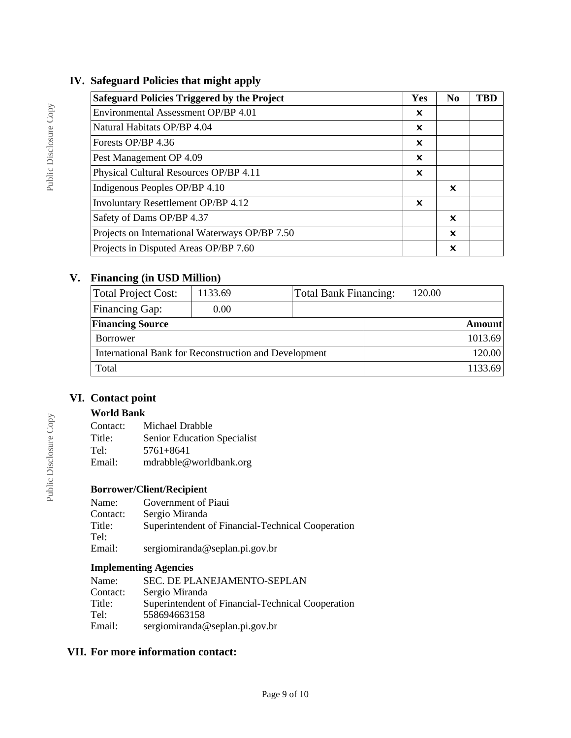## IV. Safeguard Policies that might apply

| Safeguard Policies Triggered by the Project | Yes | No | TBD |
|---|---|---|---|
| Environmental Assessment OP/BP 4.01 | ✕ | | |
| Natural Habitats OP/BP 4.04 | ✕ | | |
| Forests OP/BP 4.36 | ✕ | | |
| Pest Management OP 4.09 | ✕ | | |
| Physical Cultural Resources OP/BP 4.11 | ✕ | | |
| Indigenous Peoples OP/BP 4.10 | | ✕ | |
| Involuntary Resettlement OP/BP 4.12 | ✕ | | |
| Safety of Dams OP/BP 4.37 | | ✕ | |
| Projects on International Waterways OP/BP 7.50 | | ✕ | |
| Projects in Disputed Areas OP/BP 7.60 | | ✕ | |

## V. Financing (in USD Million)

| Total Project Cost: | 1133.69 | Total Bank Financing: | 120.00 |
|---|---|---|---|
| Financing Gap: | 0.00 | | |

| Financing Source | Amount |
|---|---|
| Borrower | 1013.69 |
| International Bank for Reconstruction and Development | 120.00 |
| Total | 1133.69 |

## VI. Contact point

### World Bank

Contact: Michael Drabble
Title: Senior Education Specialist
Tel: 5761+8641
Email: mdrabble@worldbank.org

### Borrower/Client/Recipient

Name: Government of Piaui
Contact: Sergio Miranda
Title: Superintendent of Financial-Technical Cooperation
Tel:
Email: sergiomiranda@seplan.pi.gov.br

### Implementing Agencies

Name: SEC. DE PLANEJAMENTO-SEPLAN
Contact: Sergio Miranda
Title: Superintendent of Financial-Technical Cooperation
Tel: 558694663158
Email: sergiomiranda@seplan.pi.gov.br

## VII. For more information contact: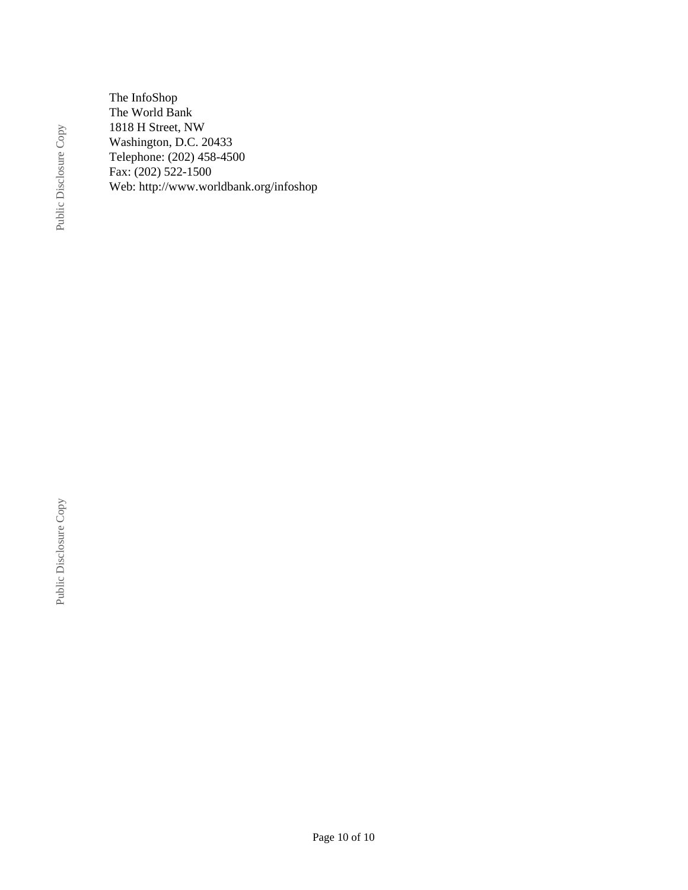The InfoShop
The World Bank
1818 H Street, NW
Washington, D.C. 20433
Telephone: (202) 458-4500
Fax: (202) 522-1500
Web: http://www.worldbank.org/infoshop